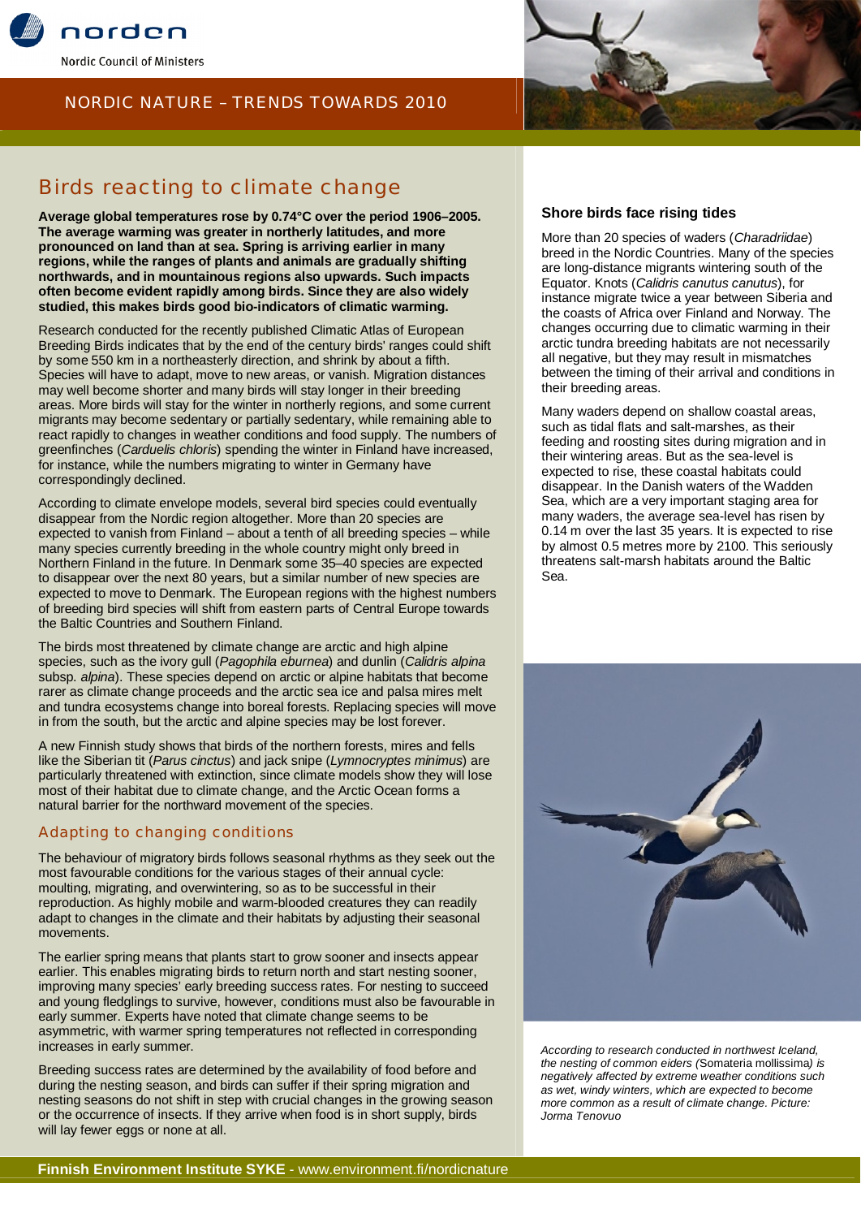# Birds reacting to climate change

**Average global temperatures rose by 0.74°C over the period 1906–2005. The average warming was greater in northerly latitudes, and more pronounced on land than at sea. Spring is arriving earlier in many regions, while the ranges of plants and animals are gradually shifting northwards, and in mountainous regions also upwards. Such impacts often become evident rapidly among birds. Since they are also widely studied, this makes birds good bio-indicators of climatic warming.**

Research conducted for the recently published Climatic Atlas of European Breeding Birds indicates that by the end of the century birds' ranges could shift by some 550 km in a northeasterly direction, and shrink by about a fifth. Species will have to adapt, move to new areas, or vanish. Migration distances may well become shorter and many birds will stay longer in their breeding areas. More birds will stay for the winter in northerly regions, and some current migrants may become sedentary or partially sedentary, while remaining able to react rapidly to changes in weather conditions and food supply. The numbers of greenfinches (*Carduelis chloris*) spending the winter in Finland have increased, for instance, while the numbers migrating to winter in Germany have correspondingly declined.

According to climate envelope models, several bird species could eventually disappear from the Nordic region altogether. More than 20 species are expected to vanish from Finland – about a tenth of all breeding species – while many species currently breeding in the whole country might only breed in Northern Finland in the future. In Denmark some 35–40 species are expected to disappear over the next 80 years, but a similar number of new species are expected to move to Denmark. The European regions with the highest numbers of breeding bird species will shift from eastern parts of Central Europe towards the Baltic Countries and Southern Finland.

The birds most threatened by climate change are arctic and high alpine species, such as the ivory gull (*Pagophila eburnea*) and dunlin (*Calidris alpina* subsp. *alpina*). These species depend on arctic or alpine habitats that become rarer as climate change proceeds and the arctic sea ice and palsa mires melt and tundra ecosystems change into boreal forests. Replacing species will move in from the south, but the arctic and alpine species may be lost forever.

A new Finnish study shows that birds of the northern forests, mires and fells like the Siberian tit (*Parus cinctus*) and jack snipe (*Lymnocryptes minimus*) are particularly threatened with extinction, since climate models show they will lose most of their habitat due to climate change, and the Arctic Ocean forms a natural barrier for the northward movement of the species.

## Adapting to changing conditions

The behaviour of migratory birds follows seasonal rhythms as they seek out the most favourable conditions for the various stages of their annual cycle: moulting, migrating, and overwintering, so as to be successful in their reproduction. As highly mobile and warm-blooded creatures they can readily adapt to changes in the climate and their habitats by adjusting their seasonal movements.

The earlier spring means that plants start to grow sooner and insects appear earlier. This enables migrating birds to return north and start nesting sooner, improving many species' early breeding success rates. For nesting to succeed and young fledglings to survive, however, conditions must also be favourable in early summer. Experts have noted that climate change seems to be asymmetric, with warmer spring temperatures not reflected in corresponding increases in early summer.

Breeding success rates are determined by the availability of food before and during the nesting season, and birds can suffer if their spring migration and nesting seasons do not shift in step with crucial changes in the growing season or the occurrence of insects. If they arrive when food is in short supply, birds will lay fewer eggs or none at all.

### Shore birds face rising tides

More than 20 species of waders (*Charadriidae*) breed in the Nordic Countries. Many of the species are long-distance migrants wintering south of the Equator. Knots (*Calidris canutus canutus*), for instance migrate twice a year between Siberia and the coasts of Africa over Finland and Norway. The changes occurring due to climatic warming in their arctic tundra breeding habitats are not necessarily all negative, but they may result in mismatches between the timing of their arrival and conditions in their breeding areas.

Many waders depend on shallow coastal areas, such as tidal flats and salt-marshes, as their feeding and roosting sites during migration and in their wintering areas. But as the sea-level is expected to rise, these coastal habitats could disappear. In the Danish waters of the Wadden Sea, which are a very important staging area for many waders, the average sea-level has risen by 0.14 m over the last 35 years. It is expected to rise by almost 0.5 metres more by 2100. This seriously threatens salt-marsh habitats around the Baltic Sea.

*According to research conducted in northwest Iceland, the nesting of common eiders (*Somateria mollissima*) is negatively affected by extreme weather conditions such as wet, windy winters, which are expected to become more common as a result of climate change. Picture: Jorma Tenovuo*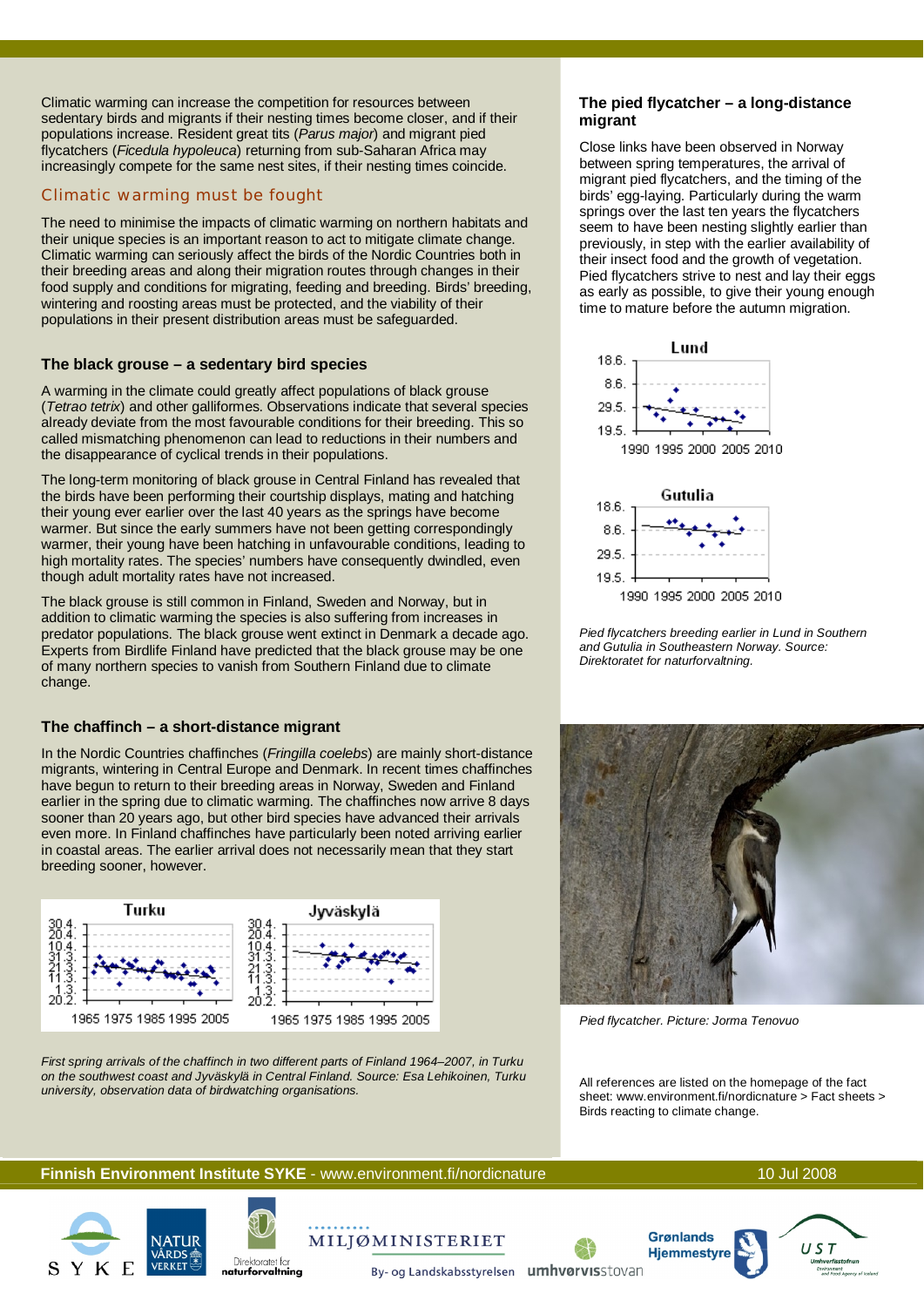Climatic warming can increase the competition for resources between sedentary birds and migrants if their nesting times become closer, and if their populations increase. Resident great tits (*Parus major*) and migrant pied flycatchers (*Ficedula hypoleuca*) returning from sub-Saharan Africa may increasingly compete for the same nest sites, if their nesting times coincide.

## Climatic warming must be fought

The need to minimise the impacts of climatic warming on northern habitats and their unique species is an important reason to act to mitigate climate change. Climatic warming can seriously affect the birds of the Nordic Countries both in their breeding areas and along their migration routes through changes in their food supply and conditions for migrating, feeding and breeding. Birds' breeding, wintering and roosting areas must be protected, and the viability of their populations in their present distribution areas must be safeguarded.

### The black grouse – a sedentary bird species

A warming in the climate could greatly affect populations of black grouse (*Tetrao tetrix*) and other galliformes. Observations indicate that several species already deviate from the most favourable conditions for their breeding. This so called mismatching phenomenon can lead to reductions in their numbers and the disappearance of cyclical trends in their populations.

The long-term monitoring of black grouse in Central Finland has revealed that the birds have been performing their courtship displays, mating and hatching their young ever earlier over the last 40 years as the springs have become warmer. But since the early summers have not been getting correspondingly warmer, their young have been hatching in unfavourable conditions, leading to high mortality rates. The species' numbers have consequently dwindled, even though adult mortality rates have not increased.

The black grouse is still common in Finland, Sweden and Norway, but in addition to climatic warming the species is also suffering from increases in predator populations. The black grouse went extinct in Denmark a decade ago. Experts from Birdlife Finland have predicted that the black grouse may be one of many northern species to vanish from Southern Finland due to climate change.

### The chaffinch – a short-distance migrant

In the Nordic Countries chaffinches (*Fringilla coelebs*) are mainly short-distance migrants, wintering in Central Europe and Denmark. In recent times chaffinches have begun to return to their breeding areas in Norway, Sweden and Finland earlier in the spring due to climatic warming. The chaffinches now arrive 8 days sooner than 20 years ago, but other bird species have advanced their arrivals even more. In Finland chaffinches have particularly been noted arriving earlier in coastal areas. The earlier arrival does not necessarily mean that they start breeding sooner, however.

Turku
30.4.
20.4.
10.4.
31.3.
21.3.
11.3.
1.3.
20.2.
1965 1975 1985 1995 2005

Jyväskylä
30.4.
20.4.
10.4.
31.3.
21.3.
11.3.
1.3.
20.2.
1965 1975 1985 1995 2005

*First spring arrivals of the chaffinch in two different parts of Finland 1964–2007, in Turku on the southwest coast and Jyväskylä in Central Finland. Source: Esa Lehikoinen, Turku university, observation data of birdwatching organisations.*

### The pied flycatcher – a long-distance migrant

Close links have been observed in Norway between spring temperatures, the arrival of migrant pied flycatchers, and the timing of the birds' egg-laying. Particularly during the warm springs over the last ten years the flycatchers seem to have been nesting slightly earlier than previously, in step with the earlier availability of their insect food and the growth of vegetation. Pied flycatchers strive to nest and lay their eggs as early as possible, to give their young enough time to mature before the autumn migration.

Lund
18.6.
8.6.
29.5.
19.5.
1990 1995 2000 2005 2010

Gutulia
18.6.
8.6.
29.5.
19.5.
1990 1995 2000 2005 2010

*Pied flycatchers breeding earlier in Lund in Southern and Gutulia in Southeastern Norway. Source: Direktoratet for naturforvaltning.*

*Pied flycatcher. Picture: Jorma Tenovuo*

All references are listed on the homepage of the fact sheet: www.environment.fi/nordicnature > Fact sheets > Birds reacting to climate change.

**Finnish Environment Institute SYKE** - www.environment.fi/nordicnature 10 Jul 2008